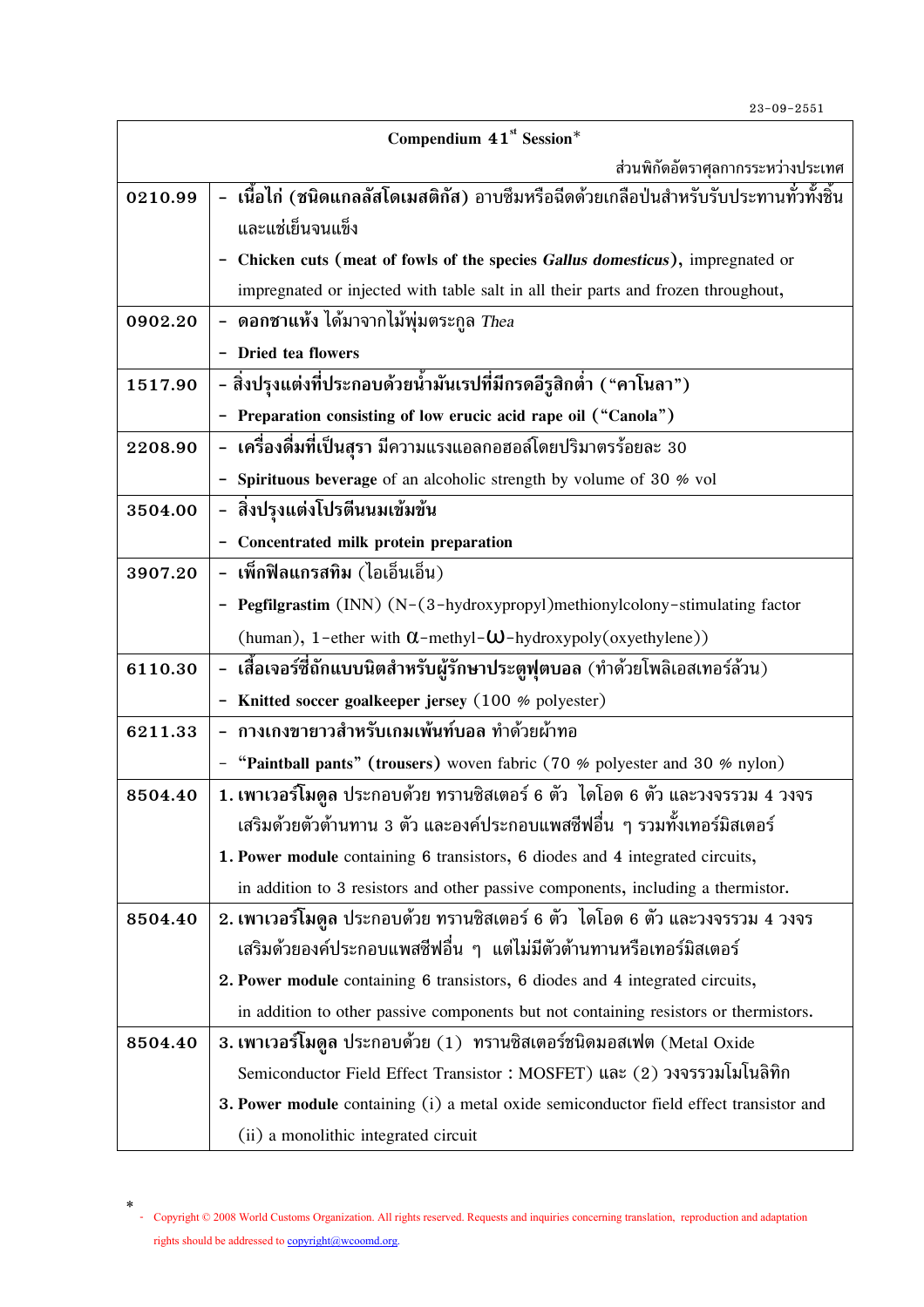23-09-2551

| Compendium 41st Session* | |
|---|---|
| | ส่วนพิกัดอัตราศุลกากรระหว่างประเทศ |
| **0210.99** | - **เนื้อไก่ (ชนิดแกลลัสโดเมสติกัส)** อาบซึมหรือฉีดด้วยเกลือป่นสำหรับรับประทานทั่วทั้งชิ้นและแช่เย็นจนแข็ง<br>- **Chicken cuts (meat of fowls of the species *Gallus domesticus*)**, impregnated or impregnated or injected with table salt in all their parts and frozen throughout, |
| **0902.20** | - **ดอกชาแห้ง** ได้มาจากไม้พุ่มตระกูล *Thea*<br>- **Dried tea flowers** |
| **1517.90** | - **สิ่งปรุงแต่งที่ประกอบด้วยน้ำมันเรปที่มีกรดอีรูสิกต่ำ ("คาโนลา")**<br>- **Preparation consisting of low erucic acid rape oil ("Canola")** |
| **2208.90** | - **เครื่องดื่มที่เป็นสุรา** มีความแรงแอลกอฮอล์โดยปริมาตรร้อยละ 30<br>- **Spirituous beverage** of an alcoholic strength by volume of 30 % vol |
| **3504.00** | - **สิ่งปรุงแต่งโปรตีนนมเข้มข้น**<br>- **Concentrated milk protein preparation** |
| **3907.20** | - **เพ็กฟิลแกรสทิม** (ไอเอ็นเอ็น)<br>- **Pegfilgrastim** (INN) (N-(3-hydroxypropyl)methionylcolony-stimulating factor (human), 1-ether with $\alpha$-methyl-$\omega$-hydroxypoly(oxyethylene)) |
| **6110.30** | - **เสื้อเจอร์ซี่ถักแบบนิตสำหรับผู้รักษาประตูฟุตบอล** (ทำด้วยโพลิเอสเทอร์ล้วน)<br>- **Knitted soccer goalkeeper jersey** (100 % polyester) |
| **6211.33** | - **กางเกงขายาวสำหรับเกมเพ้นท์บอล** ทำด้วยผ้าทอ<br>- **"Paintball pants" (trousers)** woven fabric (70 % polyester and 30 % nylon) |
| **8504.40** | **1. เพาเวอร์โมดูล** ประกอบด้วย ทรานซิสเตอร์ 6 ตัว ไดโอด 6 ตัว และวงจรรวม 4 วงจร เสริมด้วยตัวต้านทาน 3 ตัว และองค์ประกอบแพสซีฟอื่น ๆ รวมทั้งเทอร์มิสเตอร์<br>**1. Power module** containing 6 transistors, 6 diodes and 4 integrated circuits, in addition to 3 resistors and other passive components, including a thermistor. |
| **8504.40** | **2. เพาเวอร์โมดูล** ประกอบด้วย ทรานซิสเตอร์ 6 ตัว ไดโอด 6 ตัว และวงจรรวม 4 วงจร เสริมด้วยองค์ประกอบแพสซีฟอื่น ๆ แต่ไม่มีตัวต้านทานหรือเทอร์มิสเตอร์<br>**2. Power module** containing 6 transistors, 6 diodes and 4 integrated circuits, in addition to other passive components but not containing resistors or thermistors. |
| **8504.40** | **3. เพาเวอร์โมดูล** ประกอบด้วย (1) ทรานซิสเตอร์ชนิดมอสเฟต (Metal Oxide Semiconductor Field Effect Transistor : MOSFET) และ (2) วงจรรวมโมโนลิทิก<br>**3. Power module** containing (i) a metal oxide semiconductor field effect transistor and (ii) a monolithic integrated circuit |

\* - Copyright © 2008 World Customs Organization. All rights reserved. Requests and inquiries concerning translation, reproduction and adaptation rights should be addressed to copyright@wcoomd.org.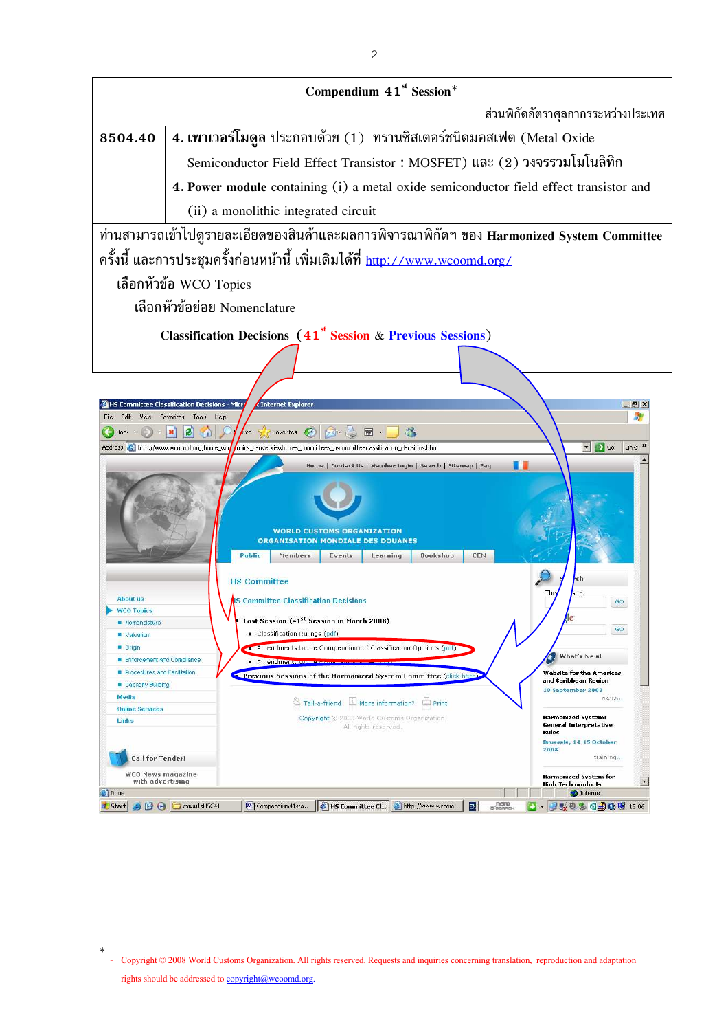| Compendium 41st Session* | |
|---|---|
| | ส่วนพิกัดอัตราศุลกากรระหว่างประเทศ |
| 8504.40 | **4. เพาเวอร์โมดูล** ประกอบด้วย (1) ทรานซิสเตอร์ชนิดมอสเฟต (Metal Oxide Semiconductor Field Effect Transistor : MOSFET) และ (2) วงจรรวมโมโนลิทิก<br>**4. Power module** containing (i) a metal oxide semiconductor field effect transistor and (ii) a monolithic integrated circuit |

ท่านสามารถเข้าไปดูรายละเอียดของสินค้าและผลการพิจารณาพิกัดฯ ของ **Harmonized System Committee** ครั้งนี้ และการประชุมครั้งก่อนหน้านี้ เพิ่มเติมได้ที่ http://www.wcoomd.org/

เลือกหัวข้อ WCO Topics

เลือกหัวข้อย่อย Nomenclature

**Classification Decisions (41st Session & Previous Sessions)**

\* - Copyright © 2008 World Customs Organization. All rights reserved. Requests and inquiries concerning translation, reproduction and adaptation rights should be addressed to copyright@wcoomd.org.